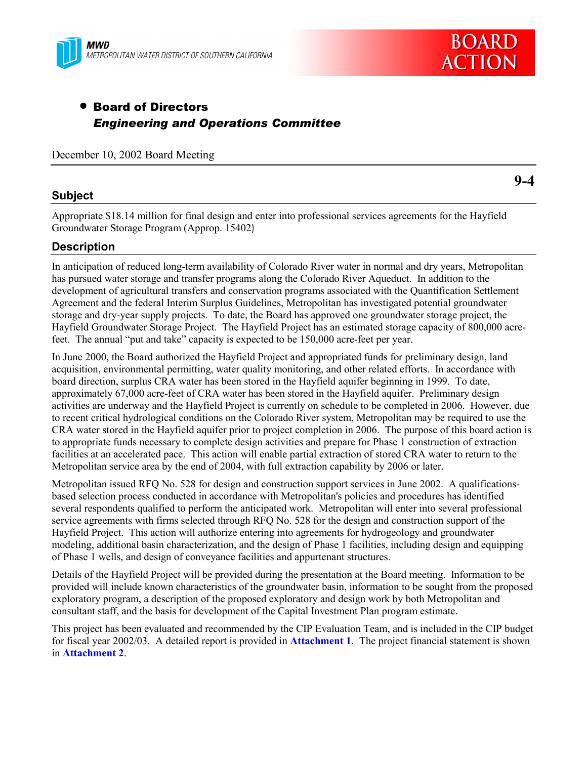MWD
METROPOLITAN WATER DISTRICT OF SOUTHERN CALIFORNIA

**BOARD ACTION**

- **Board of Directors**
  ***Engineering and Operations Committee***

December 10, 2002 Board Meeting

**9-4**

## Subject

Appropriate $18.14 million for final design and enter into professional services agreements for the Hayfield Groundwater Storage Program (Approp. 15402)

## Description

In anticipation of reduced long-term availability of Colorado River water in normal and dry years, Metropolitan has pursued water storage and transfer programs along the Colorado River Aqueduct. In addition to the development of agricultural transfers and conservation programs associated with the Quantification Settlement Agreement and the federal Interim Surplus Guidelines, Metropolitan has investigated potential groundwater storage and dry-year supply projects. To date, the Board has approved one groundwater storage project, the Hayfield Groundwater Storage Project. The Hayfield Project has an estimated storage capacity of 800,000 acre-feet. The annual "put and take" capacity is expected to be 150,000 acre-feet per year.

In June 2000, the Board authorized the Hayfield Project and appropriated funds for preliminary design, land acquisition, environmental permitting, water quality monitoring, and other related efforts. In accordance with board direction, surplus CRA water has been stored in the Hayfield aquifer beginning in 1999. To date, approximately 67,000 acre-feet of CRA water has been stored in the Hayfield aquifer. Preliminary design activities are underway and the Hayfield Project is currently on schedule to be completed in 2006. However, due to recent critical hydrological conditions on the Colorado River system, Metropolitan may be required to use the CRA water stored in the Hayfield aquifer prior to project completion in 2006. The purpose of this board action is to appropriate funds necessary to complete design activities and prepare for Phase 1 construction of extraction facilities at an accelerated pace. This action will enable partial extraction of stored CRA water to return to the Metropolitan service area by the end of 2004, with full extraction capability by 2006 or later.

Metropolitan issued RFQ No. 528 for design and construction support services in June 2002. A qualifications-based selection process conducted in accordance with Metropolitan's policies and procedures has identified several respondents qualified to perform the anticipated work. Metropolitan will enter into several professional service agreements with firms selected through RFQ No. 528 for the design and construction support of the Hayfield Project. This action will authorize entering into agreements for hydrogeology and groundwater modeling, additional basin characterization, and the design of Phase 1 facilities, including design and equipping of Phase 1 wells, and design of conveyance facilities and appurtenant structures.

Details of the Hayfield Project will be provided during the presentation at the Board meeting. Information to be provided will include known characteristics of the groundwater basin, information to be sought from the proposed exploratory program, a description of the proposed exploratory and design work by both Metropolitan and consultant staff, and the basis for development of the Capital Investment Plan program estimate.

This project has been evaluated and recommended by the CIP Evaluation Team, and is included in the CIP budget for fiscal year 2002/03. A detailed report is provided in **Attachment 1**. The project financial statement is shown in **Attachment 2**.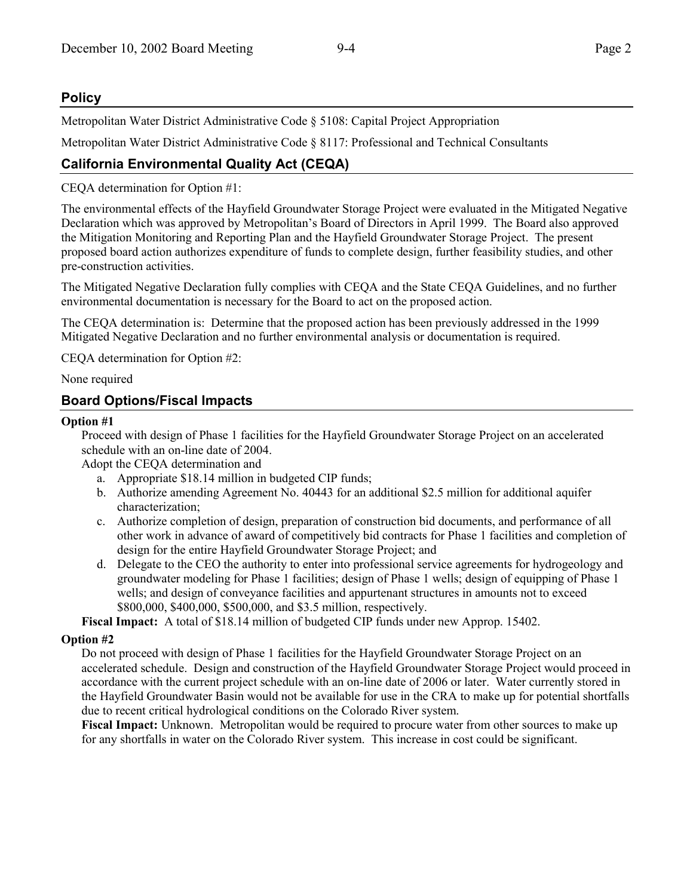## Policy

Metropolitan Water District Administrative Code § 5108: Capital Project Appropriation

Metropolitan Water District Administrative Code § 8117: Professional and Technical Consultants

## California Environmental Quality Act (CEQA)

CEQA determination for Option #1:

The environmental effects of the Hayfield Groundwater Storage Project were evaluated in the Mitigated Negative Declaration which was approved by Metropolitan's Board of Directors in April 1999. The Board also approved the Mitigation Monitoring and Reporting Plan and the Hayfield Groundwater Storage Project. The present proposed board action authorizes expenditure of funds to complete design, further feasibility studies, and other pre-construction activities.

The Mitigated Negative Declaration fully complies with CEQA and the State CEQA Guidelines, and no further environmental documentation is necessary for the Board to act on the proposed action.

The CEQA determination is: Determine that the proposed action has been previously addressed in the 1999 Mitigated Negative Declaration and no further environmental analysis or documentation is required.

CEQA determination for Option #2:

None required

## Board Options/Fiscal Impacts

**Option #1**

Proceed with design of Phase 1 facilities for the Hayfield Groundwater Storage Project on an accelerated schedule with an on-line date of 2004.

Adopt the CEQA determination and

a. Appropriate $18.14 million in budgeted CIP funds;
b. Authorize amending Agreement No. 40443 for an additional $2.5 million for additional aquifer characterization;
c. Authorize completion of design, preparation of construction bid documents, and performance of all other work in advance of award of competitively bid contracts for Phase 1 facilities and completion of design for the entire Hayfield Groundwater Storage Project; and
d. Delegate to the CEO the authority to enter into professional service agreements for hydrogeology and groundwater modeling for Phase 1 facilities; design of Phase 1 wells; design of equipping of Phase 1 wells; and design of conveyance facilities and appurtenant structures in amounts not to exceed $800,000, $400,000, $500,000, and $3.5 million, respectively.

**Fiscal Impact:** A total of $18.14 million of budgeted CIP funds under new Approp. 15402.

**Option #2**

Do not proceed with design of Phase 1 facilities for the Hayfield Groundwater Storage Project on an accelerated schedule. Design and construction of the Hayfield Groundwater Storage Project would proceed in accordance with the current project schedule with an on-line date of 2006 or later. Water currently stored in the Hayfield Groundwater Basin would not be available for use in the CRA to make up for potential shortfalls due to recent critical hydrological conditions on the Colorado River system.

**Fiscal Impact:** Unknown. Metropolitan would be required to procure water from other sources to make up for any shortfalls in water on the Colorado River system. This increase in cost could be significant.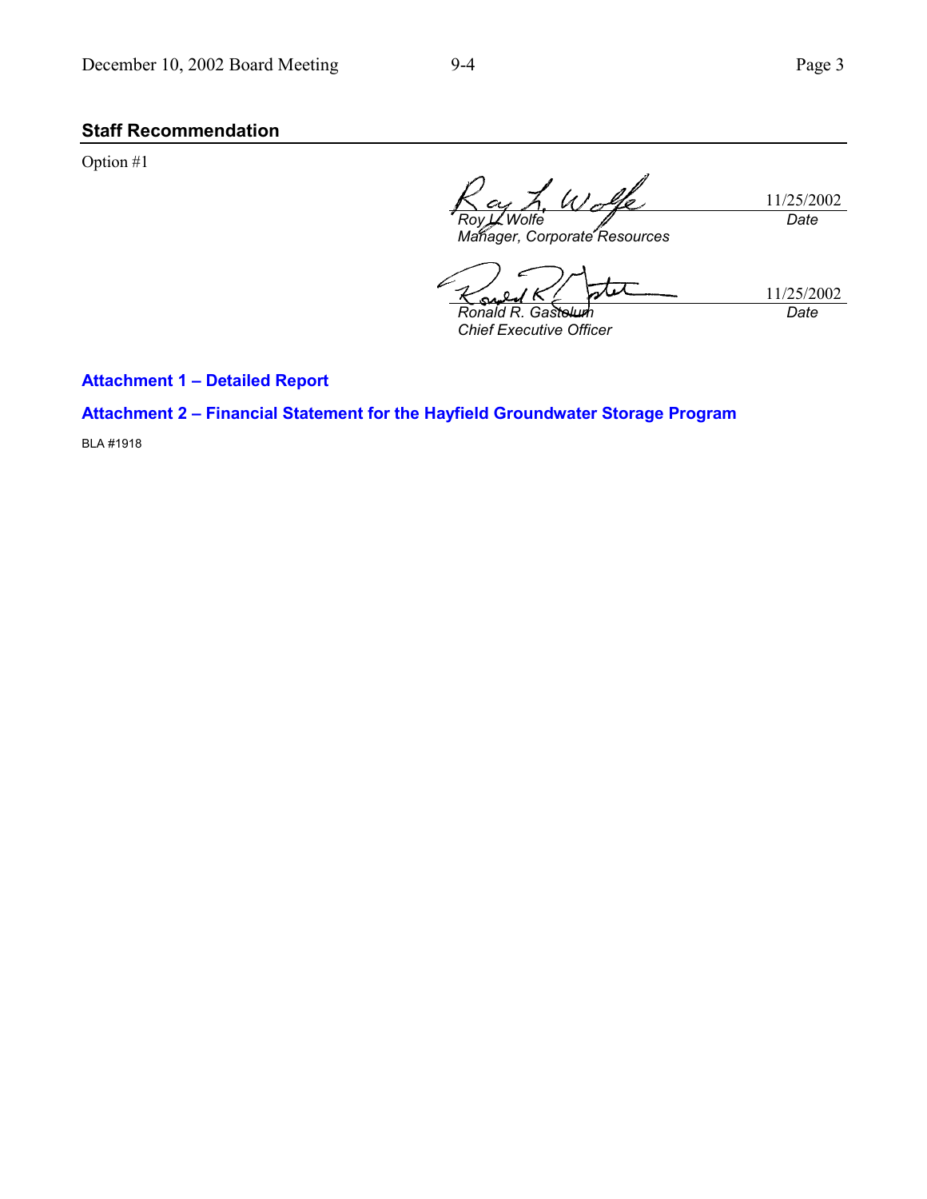## Staff Recommendation

Option #1

| | |
|---|---|
| *Roy L. Wolfe* | 11/25/2002 |
| *Manager, Corporate Resources* | *Date* |

| | |
|---|---|
| *Ronald R. Gastelum* | 11/25/2002 |
| *Chief Executive Officer* | *Date* |

**Attachment 1 – Detailed Report**

**Attachment 2 – Financial Statement for the Hayfield Groundwater Storage Program**

BLA #1918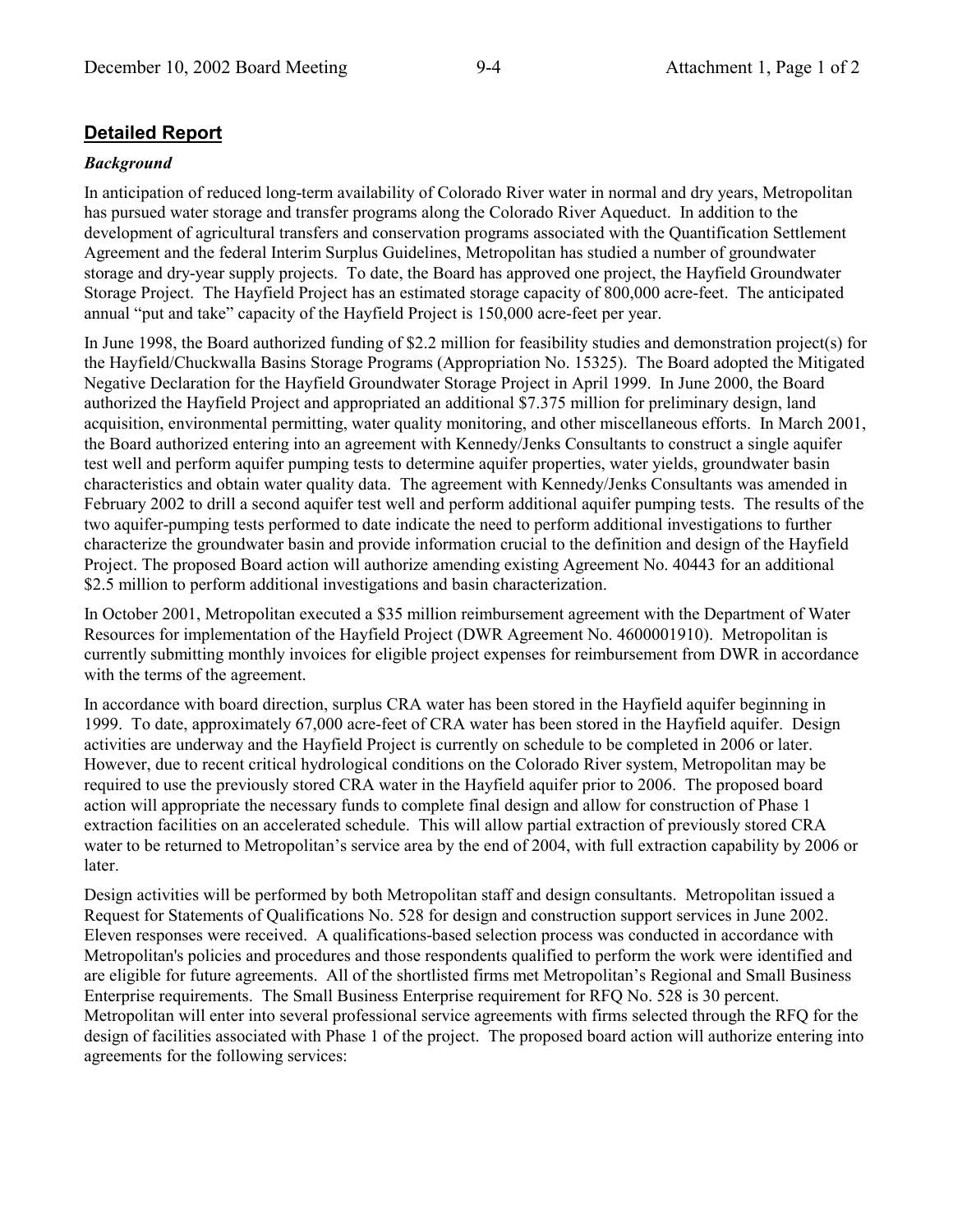## **Detailed Report**

### *Background*

In anticipation of reduced long-term availability of Colorado River water in normal and dry years, Metropolitan has pursued water storage and transfer programs along the Colorado River Aqueduct. In addition to the development of agricultural transfers and conservation programs associated with the Quantification Settlement Agreement and the federal Interim Surplus Guidelines, Metropolitan has studied a number of groundwater storage and dry-year supply projects. To date, the Board has approved one project, the Hayfield Groundwater Storage Project. The Hayfield Project has an estimated storage capacity of 800,000 acre-feet. The anticipated annual "put and take" capacity of the Hayfield Project is 150,000 acre-feet per year.

In June 1998, the Board authorized funding of $2.2 million for feasibility studies and demonstration project(s) for the Hayfield/Chuckwalla Basins Storage Programs (Appropriation No. 15325). The Board adopted the Mitigated Negative Declaration for the Hayfield Groundwater Storage Project in April 1999. In June 2000, the Board authorized the Hayfield Project and appropriated an additional $7.375 million for preliminary design, land acquisition, environmental permitting, water quality monitoring, and other miscellaneous efforts. In March 2001, the Board authorized entering into an agreement with Kennedy/Jenks Consultants to construct a single aquifer test well and perform aquifer pumping tests to determine aquifer properties, water yields, groundwater basin characteristics and obtain water quality data. The agreement with Kennedy/Jenks Consultants was amended in February 2002 to drill a second aquifer test well and perform additional aquifer pumping tests. The results of the two aquifer-pumping tests performed to date indicate the need to perform additional investigations to further characterize the groundwater basin and provide information crucial to the definition and design of the Hayfield Project. The proposed Board action will authorize amending existing Agreement No. 40443 for an additional $2.5 million to perform additional investigations and basin characterization.

In October 2001, Metropolitan executed a $35 million reimbursement agreement with the Department of Water Resources for implementation of the Hayfield Project (DWR Agreement No. 4600001910). Metropolitan is currently submitting monthly invoices for eligible project expenses for reimbursement from DWR in accordance with the terms of the agreement.

In accordance with board direction, surplus CRA water has been stored in the Hayfield aquifer beginning in 1999. To date, approximately 67,000 acre-feet of CRA water has been stored in the Hayfield aquifer. Design activities are underway and the Hayfield Project is currently on schedule to be completed in 2006 or later. However, due to recent critical hydrological conditions on the Colorado River system, Metropolitan may be required to use the previously stored CRA water in the Hayfield aquifer prior to 2006. The proposed board action will appropriate the necessary funds to complete final design and allow for construction of Phase 1 extraction facilities on an accelerated schedule. This will allow partial extraction of previously stored CRA water to be returned to Metropolitan's service area by the end of 2004, with full extraction capability by 2006 or later.

Design activities will be performed by both Metropolitan staff and design consultants. Metropolitan issued a Request for Statements of Qualifications No. 528 for design and construction support services in June 2002. Eleven responses were received. A qualifications-based selection process was conducted in accordance with Metropolitan's policies and procedures and those respondents qualified to perform the work were identified and are eligible for future agreements. All of the shortlisted firms met Metropolitan's Regional and Small Business Enterprise requirements. The Small Business Enterprise requirement for RFQ No. 528 is 30 percent. Metropolitan will enter into several professional service agreements with firms selected through the RFQ for the design of facilities associated with Phase 1 of the project. The proposed board action will authorize entering into agreements for the following services: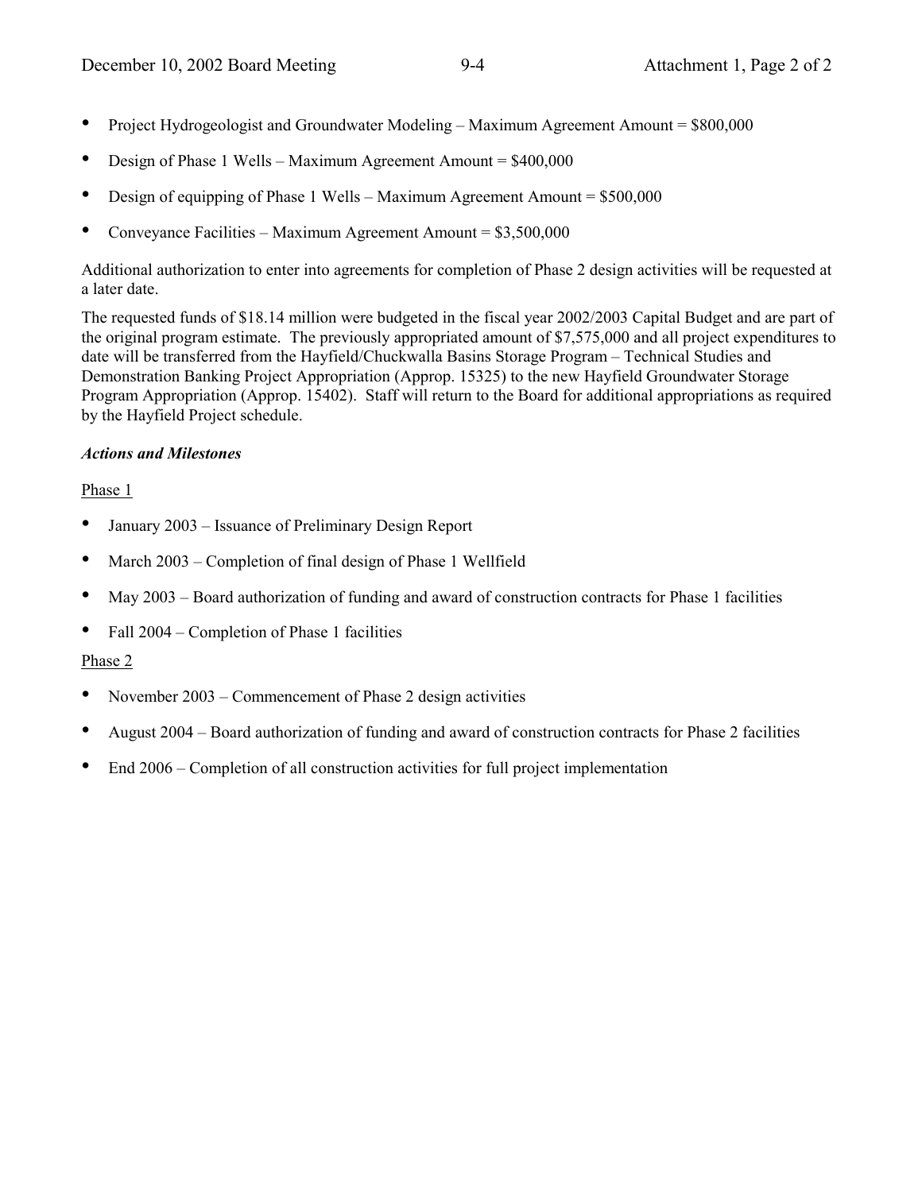- Project Hydrogeologist and Groundwater Modeling – Maximum Agreement Amount = $800,000
- Design of Phase 1 Wells – Maximum Agreement Amount = $400,000
- Design of equipping of Phase 1 Wells – Maximum Agreement Amount = $500,000
- Conveyance Facilities – Maximum Agreement Amount = $3,500,000

Additional authorization to enter into agreements for completion of Phase 2 design activities will be requested at a later date.

The requested funds of $18.14 million were budgeted in the fiscal year 2002/2003 Capital Budget and are part of the original program estimate. The previously appropriated amount of $7,575,000 and all project expenditures to date will be transferred from the Hayfield/Chuckwalla Basins Storage Program – Technical Studies and Demonstration Banking Project Appropriation (Approp. 15325) to the new Hayfield Groundwater Storage Program Appropriation (Approp. 15402). Staff will return to the Board for additional appropriations as required by the Hayfield Project schedule.

***Actions and Milestones***

<u>Phase 1</u>

- January 2003 – Issuance of Preliminary Design Report
- March 2003 – Completion of final design of Phase 1 Wellfield
- May 2003 – Board authorization of funding and award of construction contracts for Phase 1 facilities
- Fall 2004 – Completion of Phase 1 facilities

<u>Phase 2</u>

- November 2003 – Commencement of Phase 2 design activities
- August 2004 – Board authorization of funding and award of construction contracts for Phase 2 facilities
- End 2006 – Completion of all construction activities for full project implementation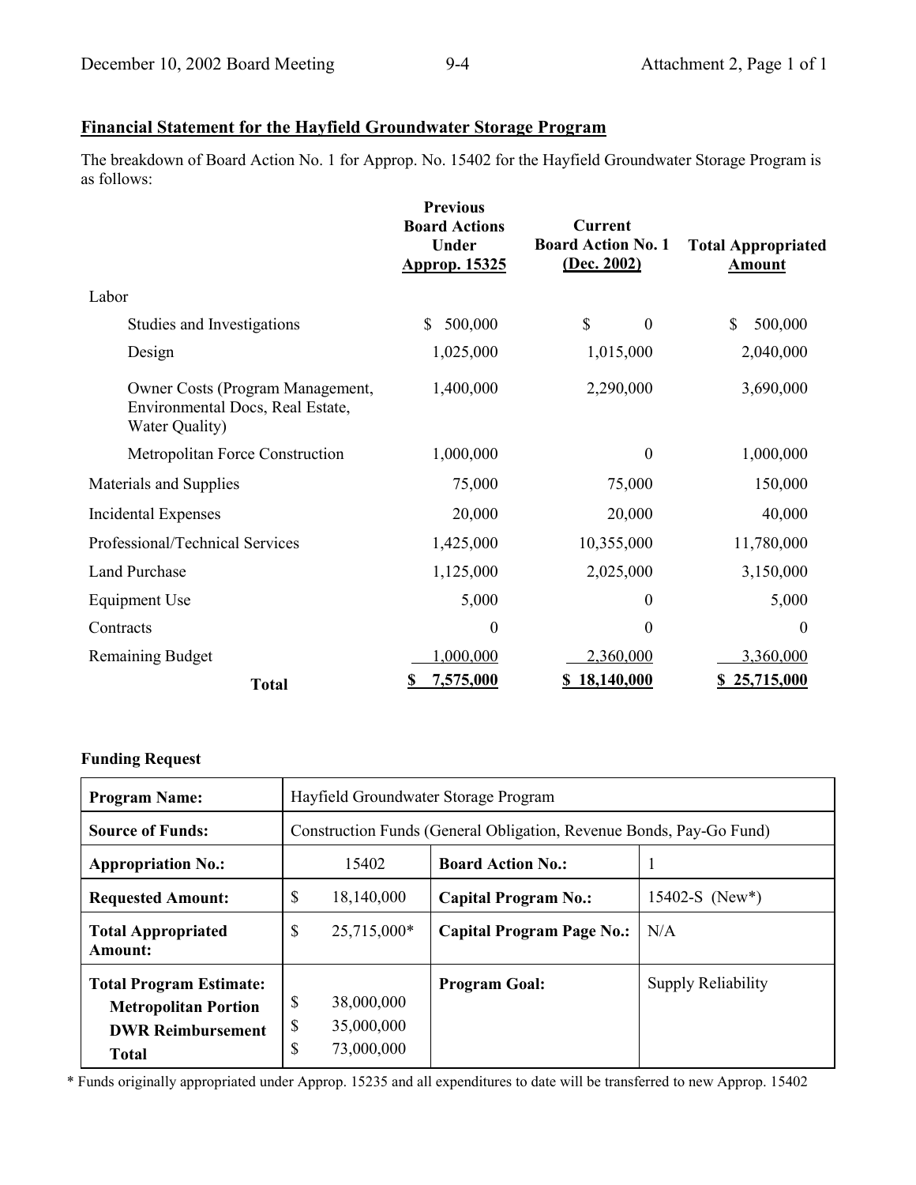## Financial Statement for the Hayfield Groundwater Storage Program

The breakdown of Board Action No. 1 for Approp. No. 15402 for the Hayfield Groundwater Storage Program is as follows:

| | Previous Board Actions Under Approp. 15325 | Current Board Action No. 1 (Dec. 2002) | Total Appropriated Amount |
|---|---|---|---|
| Labor | | | |
| Studies and Investigations | $ 500,000 | $ 0 | $ 500,000 |
| Design | 1,025,000 | 1,015,000 | 2,040,000 |
| Owner Costs (Program Management, Environmental Docs, Real Estate, Water Quality) | 1,400,000 | 2,290,000 | 3,690,000 |
| Metropolitan Force Construction | 1,000,000 | 0 | 1,000,000 |
| Materials and Supplies | 75,000 | 75,000 | 150,000 |
| Incidental Expenses | 20,000 | 20,000 | 40,000 |
| Professional/Technical Services | 1,425,000 | 10,355,000 | 11,780,000 |
| Land Purchase | 1,125,000 | 2,025,000 | 3,150,000 |
| Equipment Use | 5,000 | 0 | 5,000 |
| Contracts | 0 | 0 | 0 |
| Remaining Budget | 1,000,000 | 2,360,000 | 3,360,000 |
| **Total** | **$ 7,575,000** | **$ 18,140,000** | **$ 25,715,000** |

**Funding Request**

| | | | |
|---|---|---|---|
| **Program Name:** | Hayfield Groundwater Storage Program | | |
| **Source of Funds:** | Construction Funds (General Obligation, Revenue Bonds, Pay-Go Fund) | | |
| **Appropriation No.:** | 15402 | **Board Action No.:** | 1 |
| **Requested Amount:** | $ 18,140,000 | **Capital Program No.:** | 15402-S (New*) |
| **Total Appropriated Amount:** | $ 25,715,000* | **Capital Program Page No.:** | N/A |
| **Total Program Estimate:**<br>**Metropolitan Portion**<br>**DWR Reimbursement**<br>**Total** | <br>$ 38,000,000<br>$ 35,000,000<br>$ 73,000,000 | **Program Goal:** | Supply Reliability |

* Funds originally appropriated under Approp. 15235 and all expenditures to date will be transferred to new Approp. 15402